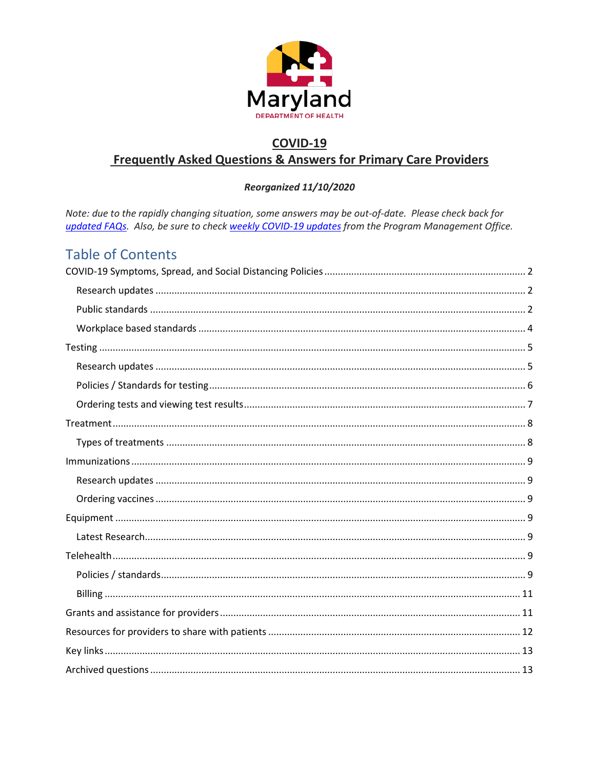Maryland

DEPARTMENT OF HEALTH

# COVID-19
# Frequently Asked Questions & Answers for Primary Care Providers

***Reorganized 11/10/2020***

*Note: due to the rapidly changing situation, some answers may be out-of-date. Please check back for updated FAQs. Also, be sure to check weekly COVID-19 updates from the Program Management Office.*

## Table of Contents

- COVID-19 Symptoms, Spread, and Social Distancing Policies ..... 2
  - Research updates ..... 2
  - Public standards ..... 2
  - Workplace based standards ..... 4
- Testing ..... 5
  - Research updates ..... 5
  - Policies / Standards for testing ..... 6
  - Ordering tests and viewing test results ..... 7
- Treatment ..... 8
  - Types of treatments ..... 8
- Immunizations ..... 9
  - Research updates ..... 9
  - Ordering vaccines ..... 9
- Equipment ..... 9
  - Latest Research ..... 9
- Telehealth ..... 9
  - Policies / standards ..... 9
  - Billing ..... 11
- Grants and assistance for providers ..... 11
- Resources for providers to share with patients ..... 12
- Key links ..... 13
- Archived questions ..... 13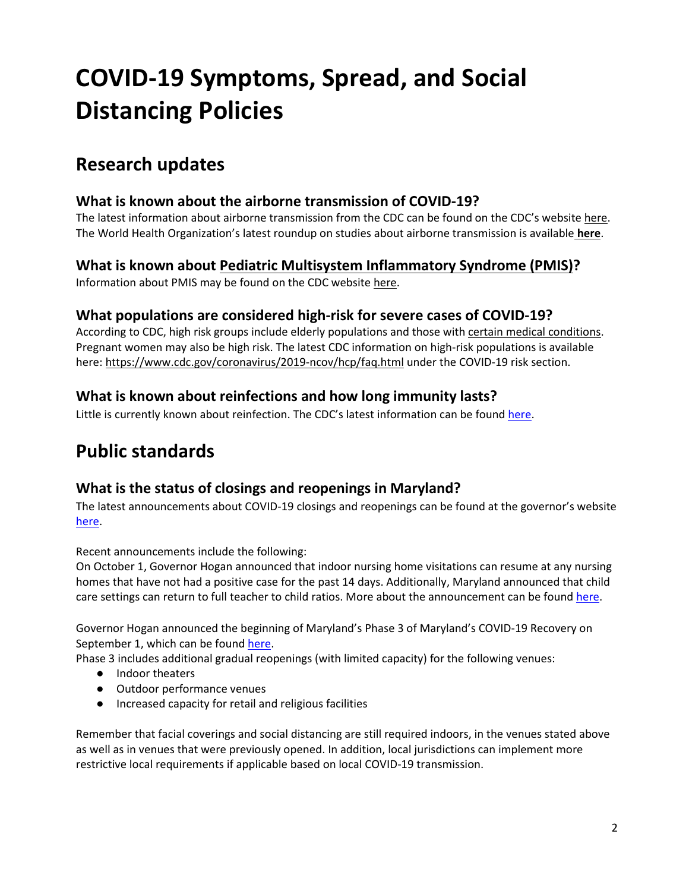# COVID-19 Symptoms, Spread, and Social Distancing Policies

## Research updates

### What is known about the airborne transmission of COVID-19?

The latest information about airborne transmission from the CDC can be found on the CDC's website here. The World Health Organization's latest roundup on studies about airborne transmission is available **here**.

### What is known about Pediatric Multisystem Inflammatory Syndrome (PMIS)?

Information about PMIS may be found on the CDC website here.

### What populations are considered high-risk for severe cases of COVID-19?

According to CDC, high risk groups include elderly populations and those with certain medical conditions. Pregnant women may also be high risk. The latest CDC information on high-risk populations is available here: https://www.cdc.gov/coronavirus/2019-ncov/hcp/faq.html under the COVID-19 risk section.

### What is known about reinfections and how long immunity lasts?

Little is currently known about reinfection. The CDC's latest information can be found here.

## Public standards

### What is the status of closings and reopenings in Maryland?

The latest announcements about COVID-19 closings and reopenings can be found at the governor's website here.

Recent announcements include the following:
On October 1, Governor Hogan announced that indoor nursing home visitations can resume at any nursing homes that have not had a positive case for the past 14 days. Additionally, Maryland announced that child care settings can return to full teacher to child ratios. More about the announcement can be found here.

Governor Hogan announced the beginning of Maryland's Phase 3 of Maryland's COVID-19 Recovery on September 1, which can be found here.
Phase 3 includes additional gradual reopenings (with limited capacity) for the following venues:

- Indoor theaters
- Outdoor performance venues
- Increased capacity for retail and religious facilities

Remember that facial coverings and social distancing are still required indoors, in the venues stated above as well as in venues that were previously opened. In addition, local jurisdictions can implement more restrictive local requirements if applicable based on local COVID-19 transmission.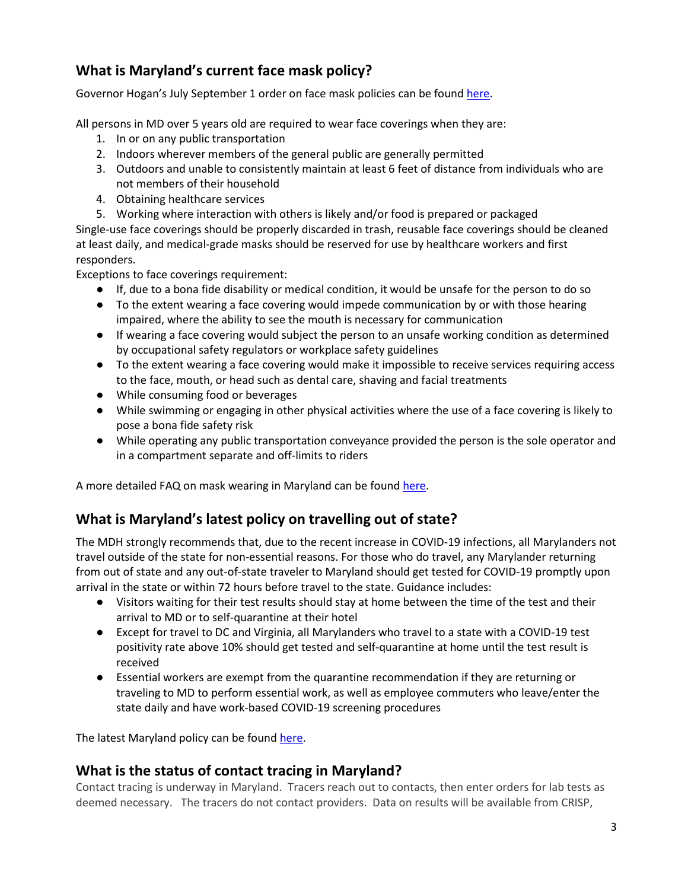## What is Maryland's current face mask policy?

Governor Hogan's July September 1 order on face mask policies can be found [here](#).

All persons in MD over 5 years old are required to wear face coverings when they are:

1. In or on any public transportation
2. Indoors wherever members of the general public are generally permitted
3. Outdoors and unable to consistently maintain at least 6 feet of distance from individuals who are not members of their household
4. Obtaining healthcare services
5. Working where interaction with others is likely and/or food is prepared or packaged

Single-use face coverings should be properly discarded in trash, reusable face coverings should be cleaned at least daily, and medical-grade masks should be reserved for use by healthcare workers and first responders.

Exceptions to face coverings requirement:

- If, due to a bona fide disability or medical condition, it would be unsafe for the person to do so
- To the extent wearing a face covering would impede communication by or with those hearing impaired, where the ability to see the mouth is necessary for communication
- If wearing a face covering would subject the person to an unsafe working condition as determined by occupational safety regulators or workplace safety guidelines
- To the extent wearing a face covering would make it impossible to receive services requiring access to the face, mouth, or head such as dental care, shaving and facial treatments
- While consuming food or beverages
- While swimming or engaging in other physical activities where the use of a face covering is likely to pose a bona fide safety risk
- While operating any public transportation conveyance provided the person is the sole operator and in a compartment separate and off-limits to riders

A more detailed FAQ on mask wearing in Maryland can be found [here](#).

## What is Maryland's latest policy on travelling out of state?

The MDH strongly recommends that, due to the recent increase in COVID-19 infections, all Marylanders not travel outside of the state for non-essential reasons. For those who do travel, any Marylander returning from out of state and any out-of-state traveler to Maryland should get tested for COVID-19 promptly upon arrival in the state or within 72 hours before travel to the state. Guidance includes:

- Visitors waiting for their test results should stay at home between the time of the test and their arrival to MD or to self-quarantine at their hotel
- Except for travel to DC and Virginia, all Marylanders who travel to a state with a COVID-19 test positivity rate above 10% should get tested and self-quarantine at home until the test result is received
- Essential workers are exempt from the quarantine recommendation if they are returning or traveling to MD to perform essential work, as well as employee commuters who leave/enter the state daily and have work-based COVID-19 screening procedures

The latest Maryland policy can be found [here](#).

## What is the status of contact tracing in Maryland?

Contact tracing is underway in Maryland. Tracers reach out to contacts, then enter orders for lab tests as deemed necessary. The tracers do not contact providers. Data on results will be available from CRISP,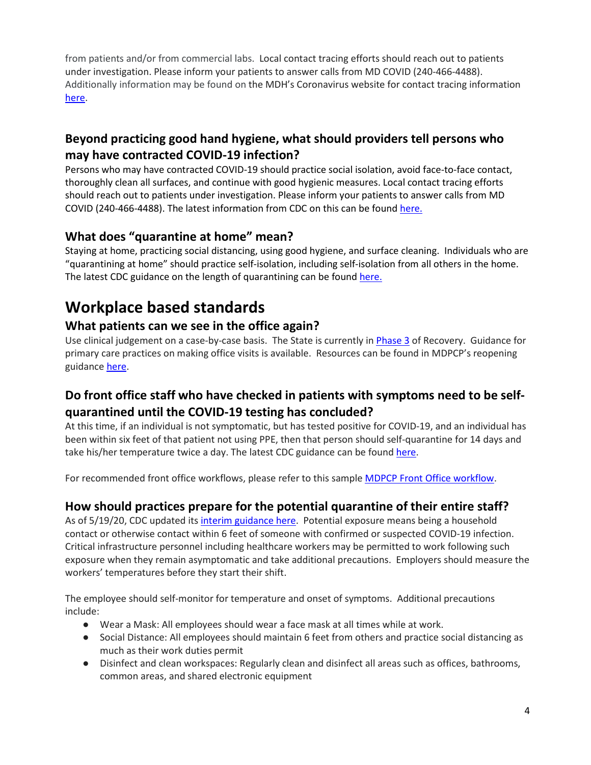from patients and/or from commercial labs. Local contact tracing efforts should reach out to patients under investigation. Please inform your patients to answer calls from MD COVID (240-466-4488). Additionally information may be found on the MDH's Coronavirus website for contact tracing information here.

### Beyond practicing good hand hygiene, what should providers tell persons who may have contracted COVID-19 infection?

Persons who may have contracted COVID-19 should practice social isolation, avoid face-to-face contact, thoroughly clean all surfaces, and continue with good hygienic measures. Local contact tracing efforts should reach out to patients under investigation. Please inform your patients to answer calls from MD COVID (240-466-4488). The latest information from CDC on this can be found here.

### What does "quarantine at home" mean?

Staying at home, practicing social distancing, using good hygiene, and surface cleaning. Individuals who are "quarantining at home" should practice self-isolation, including self-isolation from all others in the home. The latest CDC guidance on the length of quarantining can be found here.

# Workplace based standards

### What patients can we see in the office again?

Use clinical judgement on a case-by-case basis. The State is currently in Phase 3 of Recovery. Guidance for primary care practices on making office visits is available. Resources can be found in MDPCP's reopening guidance here.

### Do front office staff who have checked in patients with symptoms need to be self-quarantined until the COVID-19 testing has concluded?

At this time, if an individual is not symptomatic, but has tested positive for COVID-19, and an individual has been within six feet of that patient not using PPE, then that person should self-quarantine for 14 days and take his/her temperature twice a day. The latest CDC guidance can be found here.

For recommended front office workflows, please refer to this sample MDPCP Front Office workflow.

### How should practices prepare for the potential quarantine of their entire staff?

As of 5/19/20, CDC updated its interim guidance here. Potential exposure means being a household contact or otherwise contact within 6 feet of someone with confirmed or suspected COVID-19 infection. Critical infrastructure personnel including healthcare workers may be permitted to work following such exposure when they remain asymptomatic and take additional precautions. Employers should measure the workers' temperatures before they start their shift.

The employee should self-monitor for temperature and onset of symptoms. Additional precautions include:

- Wear a Mask: All employees should wear a face mask at all times while at work.
- Social Distance: All employees should maintain 6 feet from others and practice social distancing as much as their work duties permit
- Disinfect and clean workspaces: Regularly clean and disinfect all areas such as offices, bathrooms, common areas, and shared electronic equipment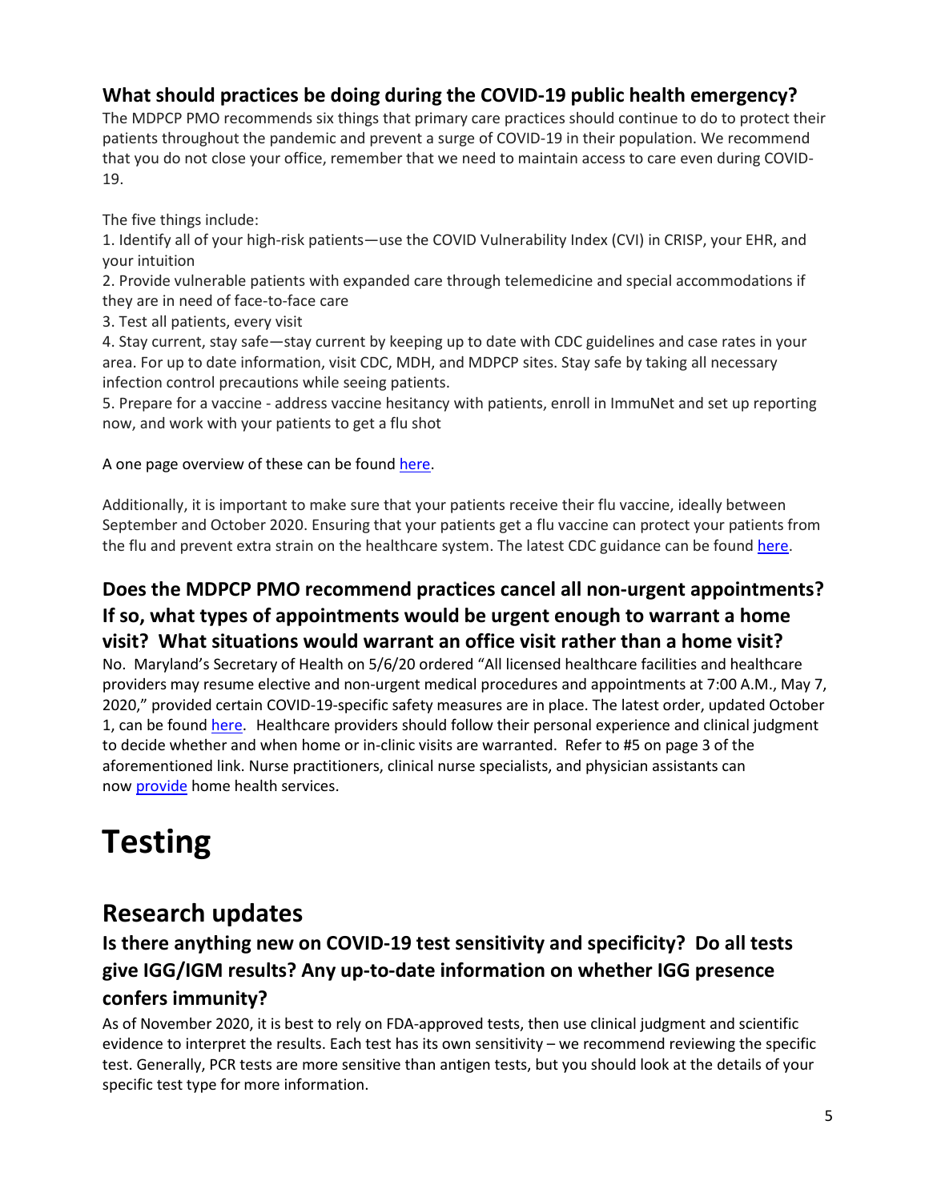### What should practices be doing during the COVID-19 public health emergency?

The MDPCP PMO recommends six things that primary care practices should continue to do to protect their patients throughout the pandemic and prevent a surge of COVID-19 in their population. We recommend that you do not close your office, remember that we need to maintain access to care even during COVID-19.

The five things include:

1. Identify all of your high-risk patients—use the COVID Vulnerability Index (CVI) in CRISP, your EHR, and your intuition
2. Provide vulnerable patients with expanded care through telemedicine and special accommodations if they are in need of face-to-face care
3. Test all patients, every visit
4. Stay current, stay safe—stay current by keeping up to date with CDC guidelines and case rates in your area. For up to date information, visit CDC, MDH, and MDPCP sites. Stay safe by taking all necessary infection control precautions while seeing patients.
5. Prepare for a vaccine - address vaccine hesitancy with patients, enroll in ImmuNet and set up reporting now, and work with your patients to get a flu shot

A one page overview of these can be found here.

Additionally, it is important to make sure that your patients receive their flu vaccine, ideally between September and October 2020. Ensuring that your patients get a flu vaccine can protect your patients from the flu and prevent extra strain on the healthcare system. The latest CDC guidance can be found here.

### Does the MDPCP PMO recommend practices cancel all non-urgent appointments? If so, what types of appointments would be urgent enough to warrant a home visit? What situations would warrant an office visit rather than a home visit?

No. Maryland's Secretary of Health on 5/6/20 ordered "All licensed healthcare facilities and healthcare providers may resume elective and non-urgent medical procedures and appointments at 7:00 A.M., May 7, 2020," provided certain COVID-19-specific safety measures are in place. The latest order, updated October 1, can be found here. Healthcare providers should follow their personal experience and clinical judgment to decide whether and when home or in-clinic visits are warranted. Refer to #5 on page 3 of the aforementioned link. Nurse practitioners, clinical nurse specialists, and physician assistants can now provide home health services.

# Testing

## Research updates

### Is there anything new on COVID-19 test sensitivity and specificity? Do all tests give IGG/IGM results? Any up-to-date information on whether IGG presence confers immunity?

As of November 2020, it is best to rely on FDA-approved tests, then use clinical judgment and scientific evidence to interpret the results. Each test has its own sensitivity – we recommend reviewing the specific test. Generally, PCR tests are more sensitive than antigen tests, but you should look at the details of your specific test type for more information.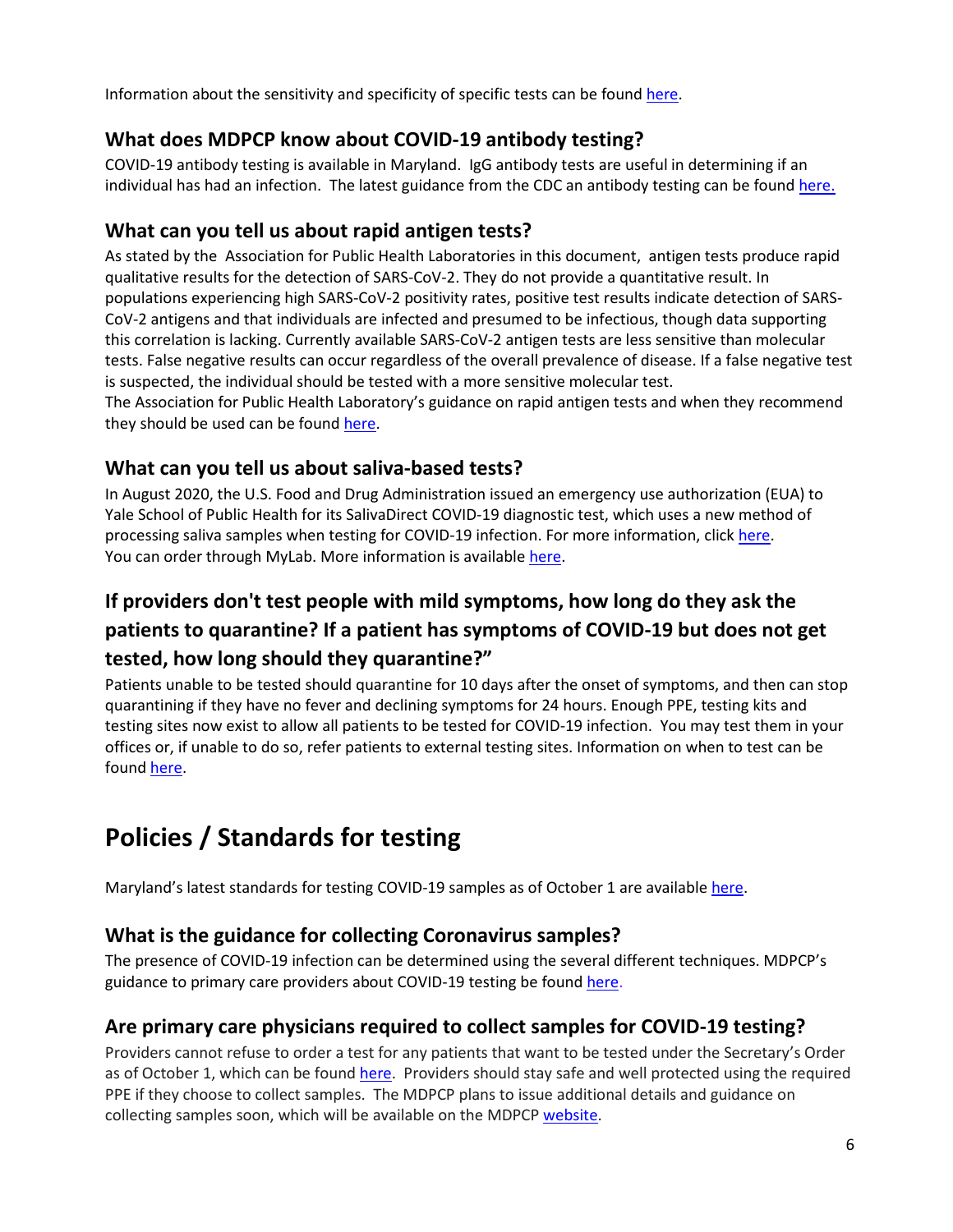Information about the sensitivity and specificity of specific tests can be found here.

### What does MDPCP know about COVID-19 antibody testing?

COVID-19 antibody testing is available in Maryland. IgG antibody tests are useful in determining if an individual has had an infection. The latest guidance from the CDC an antibody testing can be found here.

### What can you tell us about rapid antigen tests?

As stated by the Association for Public Health Laboratories in this document, antigen tests produce rapid qualitative results for the detection of SARS-CoV-2. They do not provide a quantitative result. In populations experiencing high SARS-CoV-2 positivity rates, positive test results indicate detection of SARS-CoV-2 antigens and that individuals are infected and presumed to be infectious, though data supporting this correlation is lacking. Currently available SARS-CoV-2 antigen tests are less sensitive than molecular tests. False negative results can occur regardless of the overall prevalence of disease. If a false negative test is suspected, the individual should be tested with a more sensitive molecular test.
The Association for Public Health Laboratory's guidance on rapid antigen tests and when they recommend they should be used can be found here.

### What can you tell us about saliva-based tests?

In August 2020, the U.S. Food and Drug Administration issued an emergency use authorization (EUA) to Yale School of Public Health for its SalivaDirect COVID-19 diagnostic test, which uses a new method of processing saliva samples when testing for COVID-19 infection. For more information, click here.
You can order through MyLab. More information is available here.

### If providers don't test people with mild symptoms, how long do they ask the patients to quarantine? If a patient has symptoms of COVID-19 but does not get tested, how long should they quarantine?"

Patients unable to be tested should quarantine for 10 days after the onset of symptoms, and then can stop quarantining if they have no fever and declining symptoms for 24 hours. Enough PPE, testing kits and testing sites now exist to allow all patients to be tested for COVID-19 infection. You may test them in your offices or, if unable to do so, refer patients to external testing sites. Information on when to test can be found here.

## Policies / Standards for testing

Maryland's latest standards for testing COVID-19 samples as of October 1 are available here.

### What is the guidance for collecting Coronavirus samples?

The presence of COVID-19 infection can be determined using the several different techniques. MDPCP's guidance to primary care providers about COVID-19 testing be found here.

### Are primary care physicians required to collect samples for COVID-19 testing?

Providers cannot refuse to order a test for any patients that want to be tested under the Secretary's Order as of October 1, which can be found here. Providers should stay safe and well protected using the required PPE if they choose to collect samples. The MDPCP plans to issue additional details and guidance on collecting samples soon, which will be available on the MDPCP website.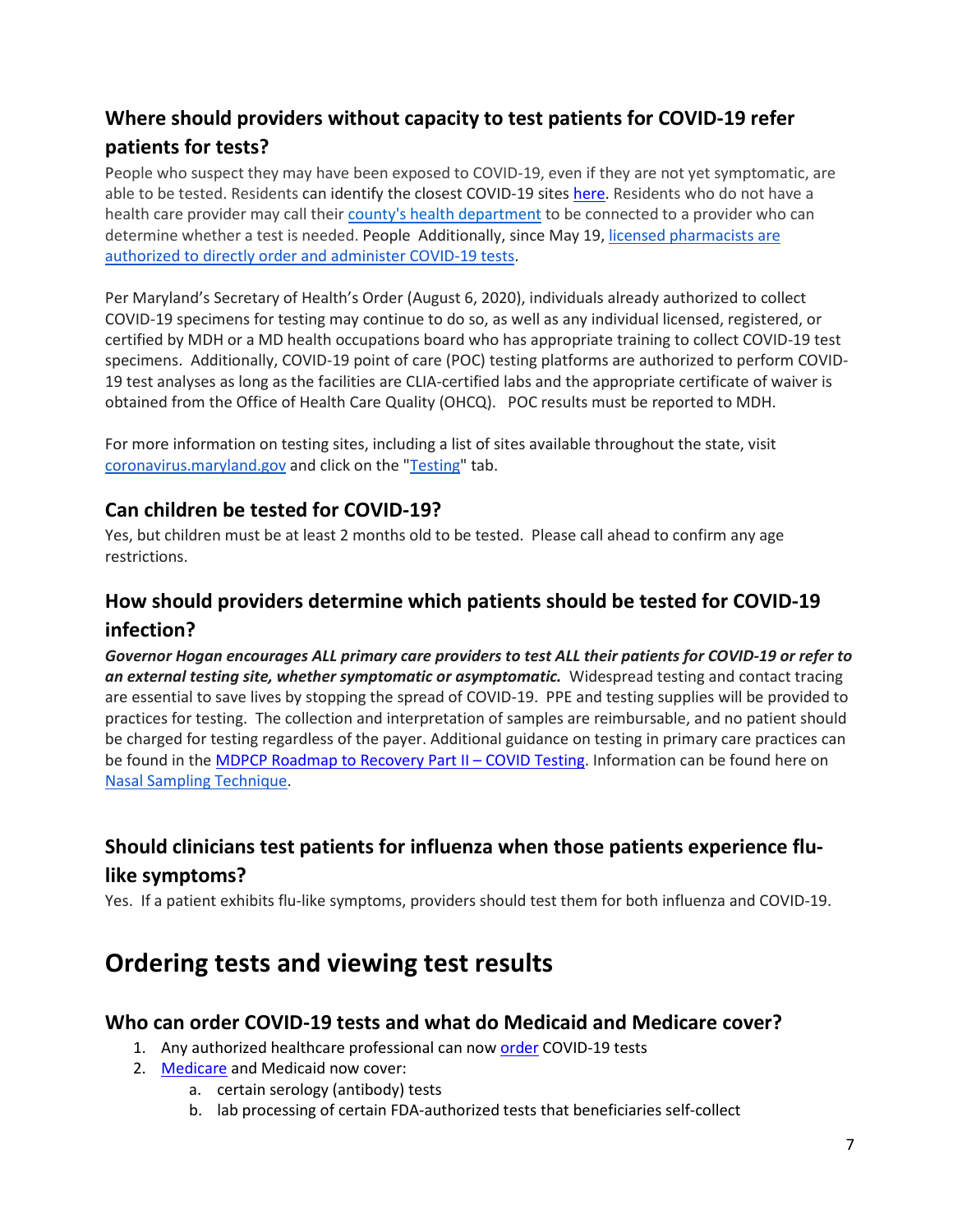## Where should providers without capacity to test patients for COVID-19 refer patients for tests?

People who suspect they may have been exposed to COVID-19, even if they are not yet symptomatic, are able to be tested. Residents can identify the closest COVID-19 sites here. Residents who do not have a health care provider may call their county's health department to be connected to a provider who can determine whether a test is needed. People  Additionally, since May 19, licensed pharmacists are authorized to directly order and administer COVID-19 tests.

Per Maryland's Secretary of Health's Order (August 6, 2020), individuals already authorized to collect COVID-19 specimens for testing may continue to do so, as well as any individual licensed, registered, or certified by MDH or a MD health occupations board who has appropriate training to collect COVID-19 test specimens.  Additionally, COVID-19 point of care (POC) testing platforms are authorized to perform COVID-19 test analyses as long as the facilities are CLIA-certified labs and the appropriate certificate of waiver is obtained from the Office of Health Care Quality (OHCQ).   POC results must be reported to MDH.

For more information on testing sites, including a list of sites available throughout the state, visit coronavirus.maryland.gov and click on the "Testing" tab.

## Can children be tested for COVID-19?

Yes, but children must be at least 2 months old to be tested.  Please call ahead to confirm any age restrictions.

## How should providers determine which patients should be tested for COVID-19 infection?

***Governor Hogan encourages ALL primary care providers to test ALL their patients for COVID-19 or refer to an external testing site, whether symptomatic or asymptomatic.*** Widespread testing and contact tracing are essential to save lives by stopping the spread of COVID-19.  PPE and testing supplies will be provided to practices for testing.  The collection and interpretation of samples are reimbursable, and no patient should be charged for testing regardless of the payer. Additional guidance on testing in primary care practices can be found in the MDPCP Roadmap to Recovery Part II – COVID Testing. Information can be found here on Nasal Sampling Technique.

## Should clinicians test patients for influenza when those patients experience flu-like symptoms?

Yes.  If a patient exhibits flu-like symptoms, providers should test them for both influenza and COVID-19.

# Ordering tests and viewing test results

## Who can order COVID-19 tests and what do Medicaid and Medicare cover?

1. Any authorized healthcare professional can now order COVID-19 tests
2. Medicare and Medicaid now cover:
   a. certain serology (antibody) tests
   b. lab processing of certain FDA-authorized tests that beneficiaries self-collect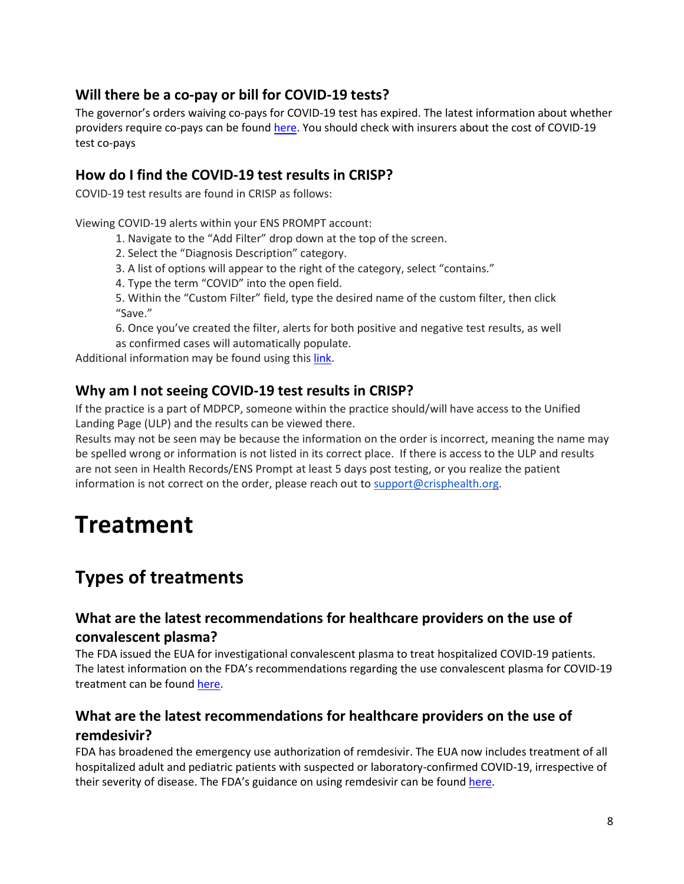### Will there be a co-pay or bill for COVID-19 tests?

The governor's orders waiving co-pays for COVID-19 test has expired. The latest information about whether providers require co-pays can be found here. You should check with insurers about the cost of COVID-19 test co-pays

### How do I find the COVID-19 test results in CRISP?

COVID-19 test results are found in CRISP as follows:

Viewing COVID-19 alerts within your ENS PROMPT account:

1. Navigate to the "Add Filter" drop down at the top of the screen.
2. Select the "Diagnosis Description" category.
3. A list of options will appear to the right of the category, select "contains."
4. Type the term "COVID" into the open field.
5. Within the "Custom Filter" field, type the desired name of the custom filter, then click "Save."
6. Once you've created the filter, alerts for both positive and negative test results, as well as confirmed cases will automatically populate.

Additional information may be found using this link.

### Why am I not seeing COVID-19 test results in CRISP?

If the practice is a part of MDPCP, someone within the practice should/will have access to the Unified Landing Page (ULP) and the results can be viewed there.

Results may not be seen may be because the information on the order is incorrect, meaning the name may be spelled wrong or information is not listed in its correct place. If there is access to the ULP and results are not seen in Health Records/ENS Prompt at least 5 days post testing, or you realize the patient information is not correct on the order, please reach out to support@crisphealth.org.

# Treatment

## Types of treatments

### What are the latest recommendations for healthcare providers on the use of convalescent plasma?

The FDA issued the EUA for investigational convalescent plasma to treat hospitalized COVID-19 patients. The latest information on the FDA's recommendations regarding the use convalescent plasma for COVID-19 treatment can be found here.

### What are the latest recommendations for healthcare providers on the use of remdesivir?

FDA has broadened the emergency use authorization of remdesivir. The EUA now includes treatment of all hospitalized adult and pediatric patients with suspected or laboratory-confirmed COVID-19, irrespective of their severity of disease. The FDA's guidance on using remdesivir can be found here.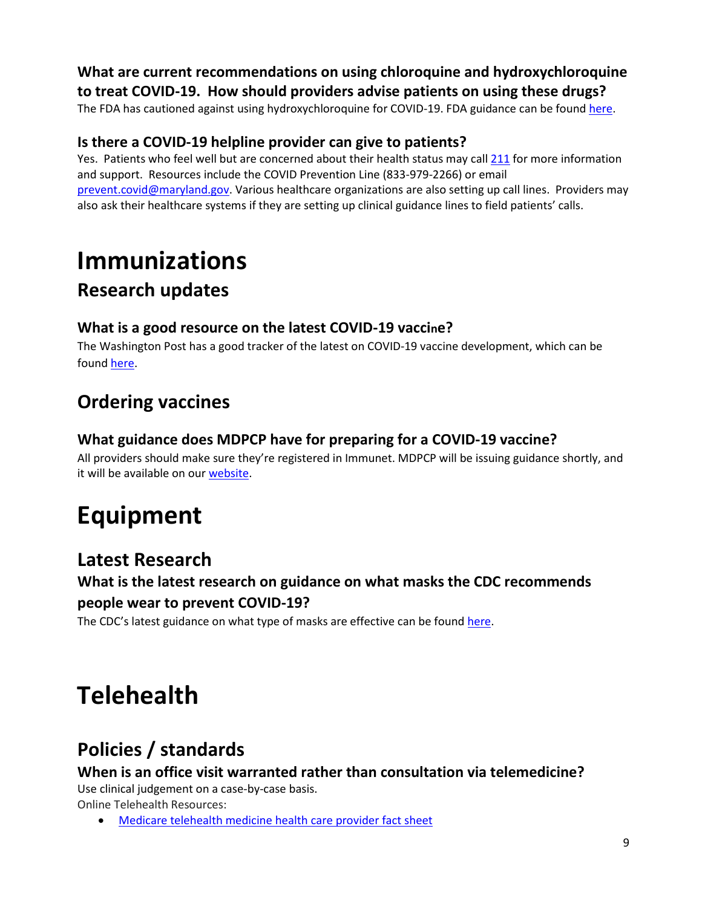### What are current recommendations on using chloroquine and hydroxychloroquine to treat COVID-19. How should providers advise patients on using these drugs?

The FDA has cautioned against using hydroxychloroquine for COVID-19. FDA guidance can be found here.

### Is there a COVID-19 helpline provider can give to patients?

Yes. Patients who feel well but are concerned about their health status may call 211 for more information and support. Resources include the COVID Prevention Line (833-979-2266) or email prevent.covid@maryland.gov. Various healthcare organizations are also setting up call lines. Providers may also ask their healthcare systems if they are setting up clinical guidance lines to field patients' calls.

# Immunizations

## Research updates

### What is a good resource on the latest COVID-19 vaccine?

The Washington Post has a good tracker of the latest on COVID-19 vaccine development, which can be found here.

## Ordering vaccines

### What guidance does MDPCP have for preparing for a COVID-19 vaccine?

All providers should make sure they're registered in Immunet. MDPCP will be issuing guidance shortly, and it will be available on our website.

# Equipment

## Latest Research

### What is the latest research on guidance on what masks the CDC recommends people wear to prevent COVID-19?

The CDC's latest guidance on what type of masks are effective can be found here.

# Telehealth

## Policies / standards

### When is an office visit warranted rather than consultation via telemedicine?

Use clinical judgement on a case-by-case basis.

Online Telehealth Resources:

- Medicare telehealth medicine health care provider fact sheet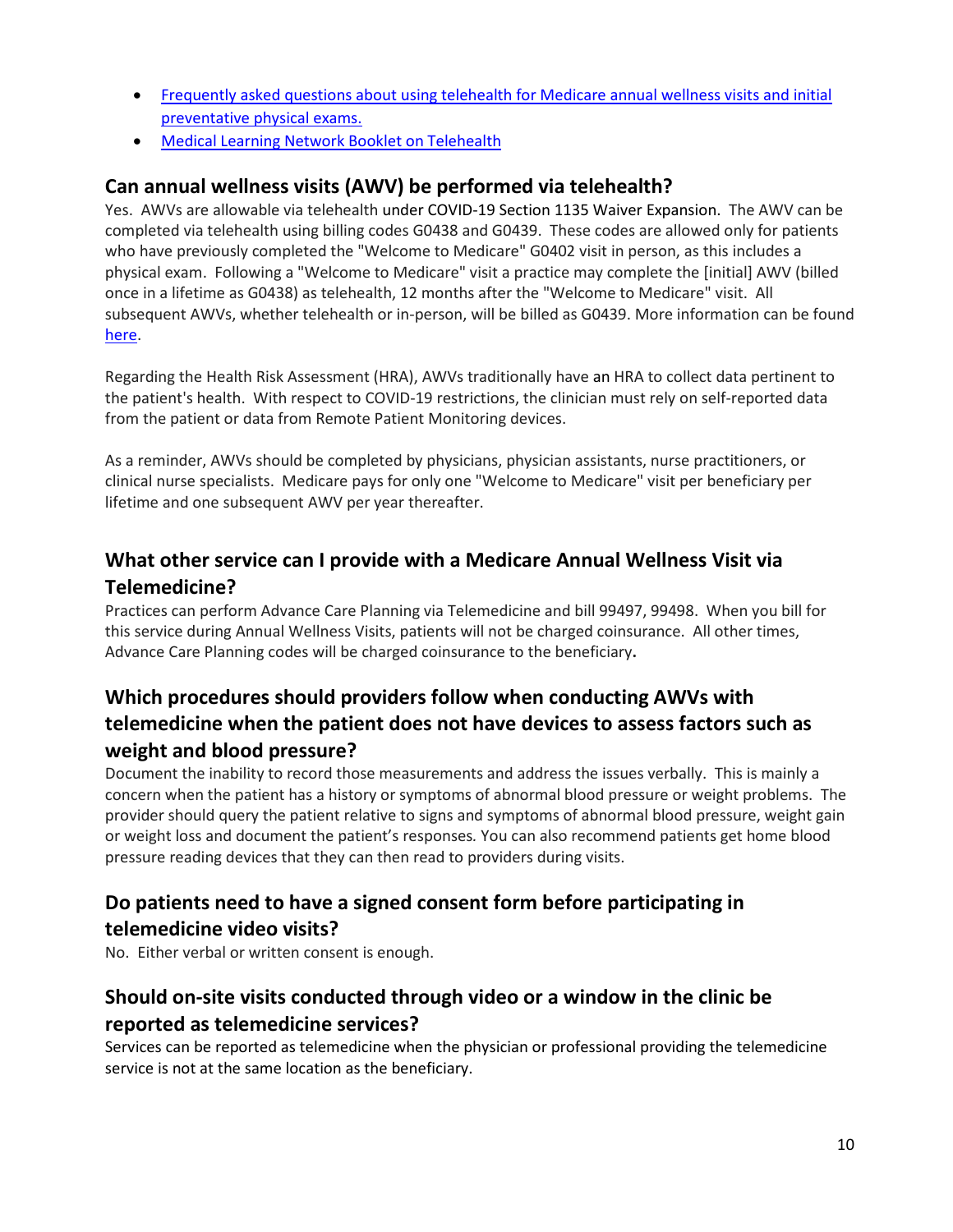- Frequently asked questions about using telehealth for Medicare annual wellness visits and initial preventative physical exams.
- Medical Learning Network Booklet on Telehealth

## Can annual wellness visits (AWV) be performed via telehealth?

Yes. AWVs are allowable via telehealth under COVID-19 Section 1135 Waiver Expansion. The AWV can be completed via telehealth using billing codes G0438 and G0439. These codes are allowed only for patients who have previously completed the "Welcome to Medicare" G0402 visit in person, as this includes a physical exam. Following a "Welcome to Medicare" visit a practice may complete the [initial] AWV (billed once in a lifetime as G0438) as telehealth, 12 months after the "Welcome to Medicare" visit. All subsequent AWVs, whether telehealth or in-person, will be billed as G0439. More information can be found here.

Regarding the Health Risk Assessment (HRA), AWVs traditionally have an HRA to collect data pertinent to the patient's health. With respect to COVID-19 restrictions, the clinician must rely on self-reported data from the patient or data from Remote Patient Monitoring devices.

As a reminder, AWVs should be completed by physicians, physician assistants, nurse practitioners, or clinical nurse specialists. Medicare pays for only one "Welcome to Medicare" visit per beneficiary per lifetime and one subsequent AWV per year thereafter.

## What other service can I provide with a Medicare Annual Wellness Visit via Telemedicine?

Practices can perform Advance Care Planning via Telemedicine and bill 99497, 99498. When you bill for this service during Annual Wellness Visits, patients will not be charged coinsurance. All other times, Advance Care Planning codes will be charged coinsurance to the beneficiary**.**

## Which procedures should providers follow when conducting AWVs with telemedicine when the patient does not have devices to assess factors such as weight and blood pressure?

Document the inability to record those measurements and address the issues verbally. This is mainly a concern when the patient has a history or symptoms of abnormal blood pressure or weight problems. The provider should query the patient relative to signs and symptoms of abnormal blood pressure, weight gain or weight loss and document the patient's responses*.* You can also recommend patients get home blood pressure reading devices that they can then read to providers during visits.

## Do patients need to have a signed consent form before participating in telemedicine video visits?

No. Either verbal or written consent is enough.

## Should on-site visits conducted through video or a window in the clinic be reported as telemedicine services?

Services can be reported as telemedicine when the physician or professional providing the telemedicine service is not at the same location as the beneficiary.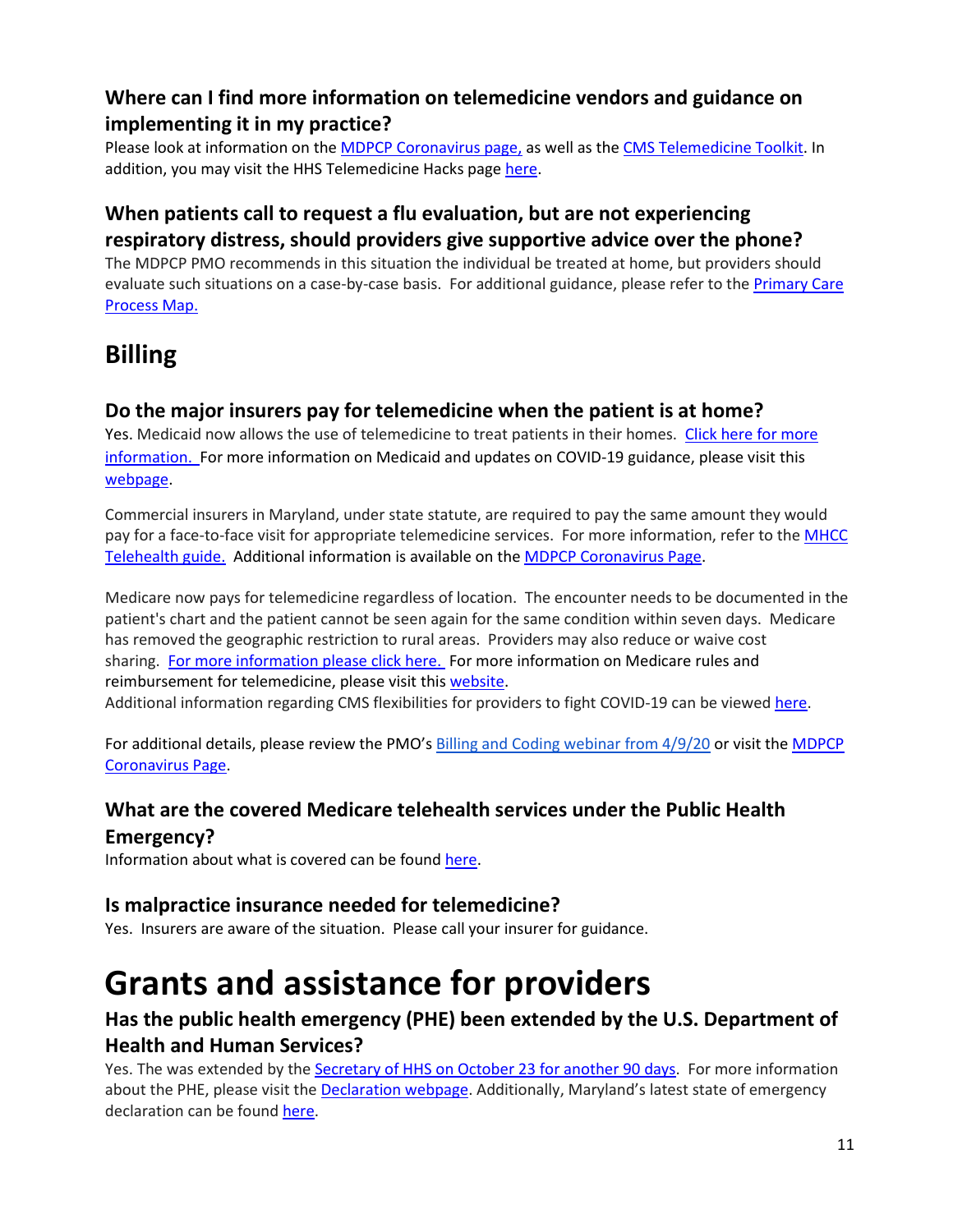### Where can I find more information on telemedicine vendors and guidance on implementing it in my practice?

Please look at information on the MDPCP Coronavirus page, as well as the CMS Telemedicine Toolkit. In addition, you may visit the HHS Telemedicine Hacks page here.

### When patients call to request a flu evaluation, but are not experiencing respiratory distress, should providers give supportive advice over the phone?

The MDPCP PMO recommends in this situation the individual be treated at home, but providers should evaluate such situations on a case-by-case basis. For additional guidance, please refer to the Primary Care Process Map.

## Billing

### Do the major insurers pay for telemedicine when the patient is at home?

Yes. Medicaid now allows the use of telemedicine to treat patients in their homes. Click here for more information. For more information on Medicaid and updates on COVID-19 guidance, please visit this webpage.

Commercial insurers in Maryland, under state statute, are required to pay the same amount they would pay for a face-to-face visit for appropriate telemedicine services. For more information, refer to the MHCC Telehealth guide. Additional information is available on the MDPCP Coronavirus Page.

Medicare now pays for telemedicine regardless of location. The encounter needs to be documented in the patient's chart and the patient cannot be seen again for the same condition within seven days. Medicare has removed the geographic restriction to rural areas. Providers may also reduce or waive cost sharing. For more information please click here. For more information on Medicare rules and reimbursement for telemedicine, please visit this website.
Additional information regarding CMS flexibilities for providers to fight COVID-19 can be viewed here.

For additional details, please review the PMO's Billing and Coding webinar from 4/9/20 or visit the MDPCP Coronavirus Page.

### What are the covered Medicare telehealth services under the Public Health Emergency?

Information about what is covered can be found here.

### Is malpractice insurance needed for telemedicine?

Yes. Insurers are aware of the situation. Please call your insurer for guidance.

# Grants and assistance for providers

### Has the public health emergency (PHE) been extended by the U.S. Department of Health and Human Services?

Yes. The was extended by the Secretary of HHS on October 23 for another 90 days. For more information about the PHE, please visit the Declaration webpage. Additionally, Maryland's latest state of emergency declaration can be found here.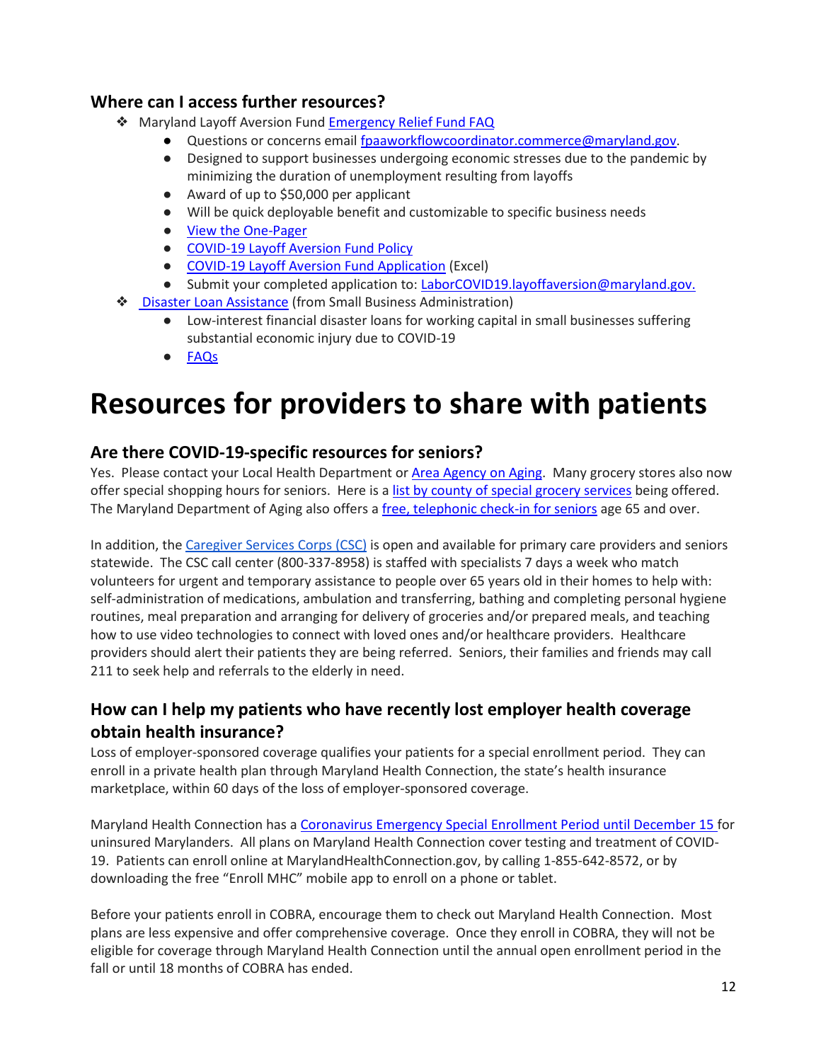### Where can I access further resources?

- Maryland Layoff Aversion Fund [Emergency Relief Fund FAQ]
  - Questions or concerns email fpaaworkflowcoordinator.commerce@maryland.gov.
  - Designed to support businesses undergoing economic stresses due to the pandemic by minimizing the duration of unemployment resulting from layoffs
  - Award of up to $50,000 per applicant
  - Will be quick deployable benefit and customizable to specific business needs
  - View the One-Pager
  - COVID-19 Layoff Aversion Fund Policy
  - COVID-19 Layoff Aversion Fund Application (Excel)
  - Submit your completed application to: LaborCOVID19.layoffaversion@maryland.gov.
- Disaster Loan Assistance (from Small Business Administration)
  - Low-interest financial disaster loans for working capital in small businesses suffering substantial economic injury due to COVID-19
  - FAQs

# Resources for providers to share with patients

### Are there COVID-19-specific resources for seniors?

Yes. Please contact your Local Health Department or Area Agency on Aging. Many grocery stores also now offer special shopping hours for seniors. Here is a list by county of special grocery services being offered. The Maryland Department of Aging also offers a free, telephonic check-in for seniors age 65 and over.

In addition, the Caregiver Services Corps (CSC) is open and available for primary care providers and seniors statewide. The CSC call center (800-337-8958) is staffed with specialists 7 days a week who match volunteers for urgent and temporary assistance to people over 65 years old in their homes to help with: self-administration of medications, ambulation and transferring, bathing and completing personal hygiene routines, meal preparation and arranging for delivery of groceries and/or prepared meals, and teaching how to use video technologies to connect with loved ones and/or healthcare providers. Healthcare providers should alert their patients they are being referred. Seniors, their families and friends may call 211 to seek help and referrals to the elderly in need.

### How can I help my patients who have recently lost employer health coverage obtain health insurance?

Loss of employer-sponsored coverage qualifies your patients for a special enrollment period. They can enroll in a private health plan through Maryland Health Connection, the state's health insurance marketplace, within 60 days of the loss of employer-sponsored coverage.

Maryland Health Connection has a Coronavirus Emergency Special Enrollment Period until December 15 for uninsured Marylanders. All plans on Maryland Health Connection cover testing and treatment of COVID-19. Patients can enroll online at MarylandHealthConnection.gov, by calling 1-855-642-8572, or by downloading the free "Enroll MHC" mobile app to enroll on a phone or tablet.

Before your patients enroll in COBRA, encourage them to check out Maryland Health Connection. Most plans are less expensive and offer comprehensive coverage. Once they enroll in COBRA, they will not be eligible for coverage through Maryland Health Connection until the annual open enrollment period in the fall or until 18 months of COBRA has ended.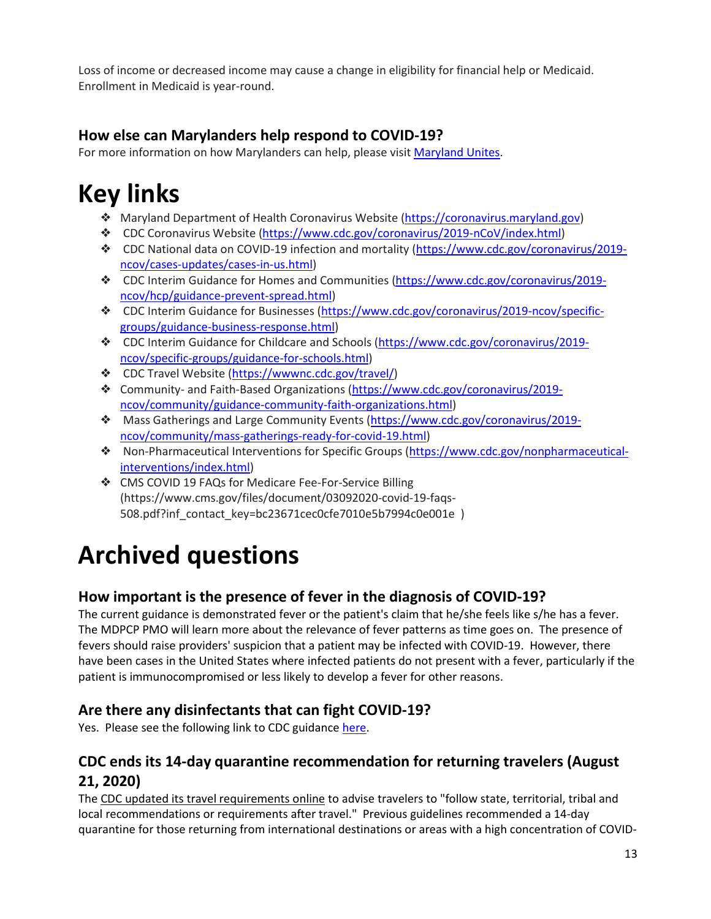Loss of income or decreased income may cause a change in eligibility for financial help or Medicaid. Enrollment in Medicaid is year-round.

### How else can Marylanders help respond to COVID-19?

For more information on how Marylanders can help, please visit [Maryland Unites](#).

# Key links

- Maryland Department of Health Coronavirus Website (https://coronavirus.maryland.gov)
- CDC Coronavirus Website (https://www.cdc.gov/coronavirus/2019-nCoV/index.html)
- CDC National data on COVID-19 infection and mortality (https://www.cdc.gov/coronavirus/2019-ncov/cases-updates/cases-in-us.html)
- CDC Interim Guidance for Homes and Communities (https://www.cdc.gov/coronavirus/2019-ncov/hcp/guidance-prevent-spread.html)
- CDC Interim Guidance for Businesses (https://www.cdc.gov/coronavirus/2019-ncov/specific-groups/guidance-business-response.html)
- CDC Interim Guidance for Childcare and Schools (https://www.cdc.gov/coronavirus/2019-ncov/specific-groups/guidance-for-schools.html)
- CDC Travel Website (https://wwwnc.cdc.gov/travel/)
- Community- and Faith-Based Organizations (https://www.cdc.gov/coronavirus/2019-ncov/community/guidance-community-faith-organizations.html)
- Mass Gatherings and Large Community Events (https://www.cdc.gov/coronavirus/2019-ncov/community/mass-gatherings-ready-for-covid-19.html)
- Non-Pharmaceutical Interventions for Specific Groups (https://www.cdc.gov/nonpharmaceutical-interventions/index.html)
- CMS COVID 19 FAQs for Medicare Fee-For-Service Billing (https://www.cms.gov/files/document/03092020-covid-19-faqs-508.pdf?inf_contact_key=bc23671cec0cfe7010e5b7994c0e001e )

# Archived questions

### How important is the presence of fever in the diagnosis of COVID-19?

The current guidance is demonstrated fever or the patient's claim that he/she feels like s/he has a fever. The MDPCP PMO will learn more about the relevance of fever patterns as time goes on. The presence of fevers should raise providers' suspicion that a patient may be infected with COVID-19. However, there have been cases in the United States where infected patients do not present with a fever, particularly if the patient is immunocompromised or less likely to develop a fever for other reasons.

### Are there any disinfectants that can fight COVID-19?

Yes. Please see the following link to CDC guidance [here](#).

### CDC ends its 14-day quarantine recommendation for returning travelers (August 21, 2020)

The CDC updated its travel requirements online to advise travelers to "follow state, territorial, tribal and local recommendations or requirements after travel." Previous guidelines recommended a 14-day quarantine for those returning from international destinations or areas with a high concentration of COVID-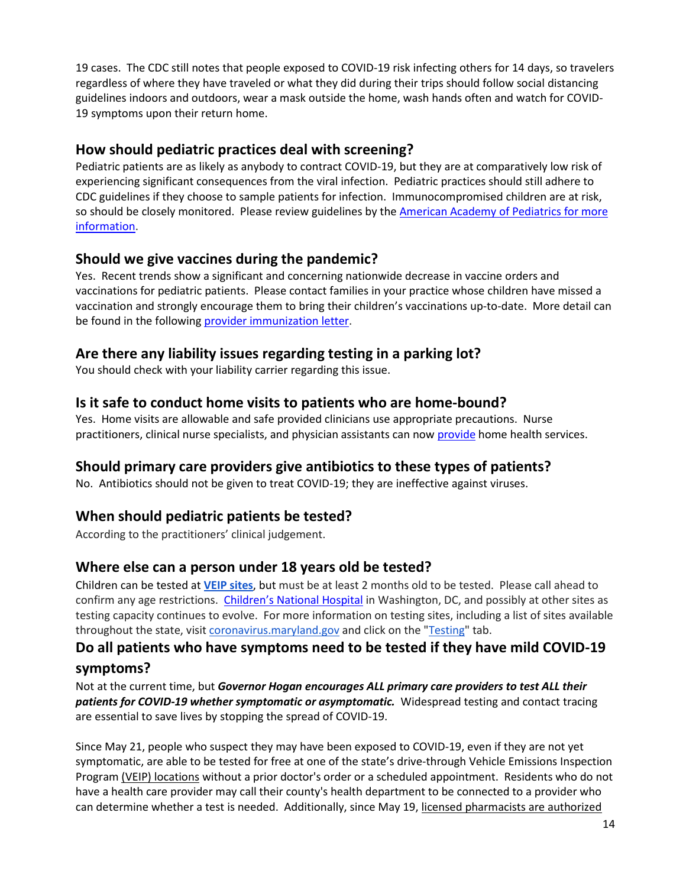19 cases. The CDC still notes that people exposed to COVID-19 risk infecting others for 14 days, so travelers regardless of where they have traveled or what they did during their trips should follow social distancing guidelines indoors and outdoors, wear a mask outside the home, wash hands often and watch for COVID-19 symptoms upon their return home.

## How should pediatric practices deal with screening?

Pediatric patients are as likely as anybody to contract COVID-19, but they are at comparatively low risk of experiencing significant consequences from the viral infection. Pediatric practices should still adhere to CDC guidelines if they choose to sample patients for infection. Immunocompromised children are at risk, so should be closely monitored. Please review guidelines by the American Academy of Pediatrics for more information.

## Should we give vaccines during the pandemic?

Yes. Recent trends show a significant and concerning nationwide decrease in vaccine orders and vaccinations for pediatric patients. Please contact families in your practice whose children have missed a vaccination and strongly encourage them to bring their children's vaccinations up-to-date. More detail can be found in the following provider immunization letter.

## Are there any liability issues regarding testing in a parking lot?

You should check with your liability carrier regarding this issue.

## Is it safe to conduct home visits to patients who are home-bound?

Yes. Home visits are allowable and safe provided clinicians use appropriate precautions. Nurse practitioners, clinical nurse specialists, and physician assistants can now provide home health services.

## Should primary care providers give antibiotics to these types of patients?

No. Antibiotics should not be given to treat COVID-19; they are ineffective against viruses.

## When should pediatric patients be tested?

According to the practitioners' clinical judgement.

## Where else can a person under 18 years old be tested?

Children can be tested at **VEIP sites**, but must be at least 2 months old to be tested. Please call ahead to confirm any age restrictions. Children's National Hospital in Washington, DC, and possibly at other sites as testing capacity continues to evolve. For more information on testing sites, including a list of sites available throughout the state, visit coronavirus.maryland.gov and click on the "Testing" tab.

## Do all patients who have symptoms need to be tested if they have mild COVID-19 symptoms?

Not at the current time, but ***Governor Hogan encourages ALL primary care providers to test ALL their patients for COVID-19 whether symptomatic or asymptomatic.*** Widespread testing and contact tracing are essential to save lives by stopping the spread of COVID-19.

Since May 21, people who suspect they may have been exposed to COVID-19, even if they are not yet symptomatic, are able to be tested for free at one of the state's drive-through Vehicle Emissions Inspection Program (VEIP) locations without a prior doctor's order or a scheduled appointment. Residents who do not have a health care provider may call their county's health department to be connected to a provider who can determine whether a test is needed. Additionally, since May 19, licensed pharmacists are authorized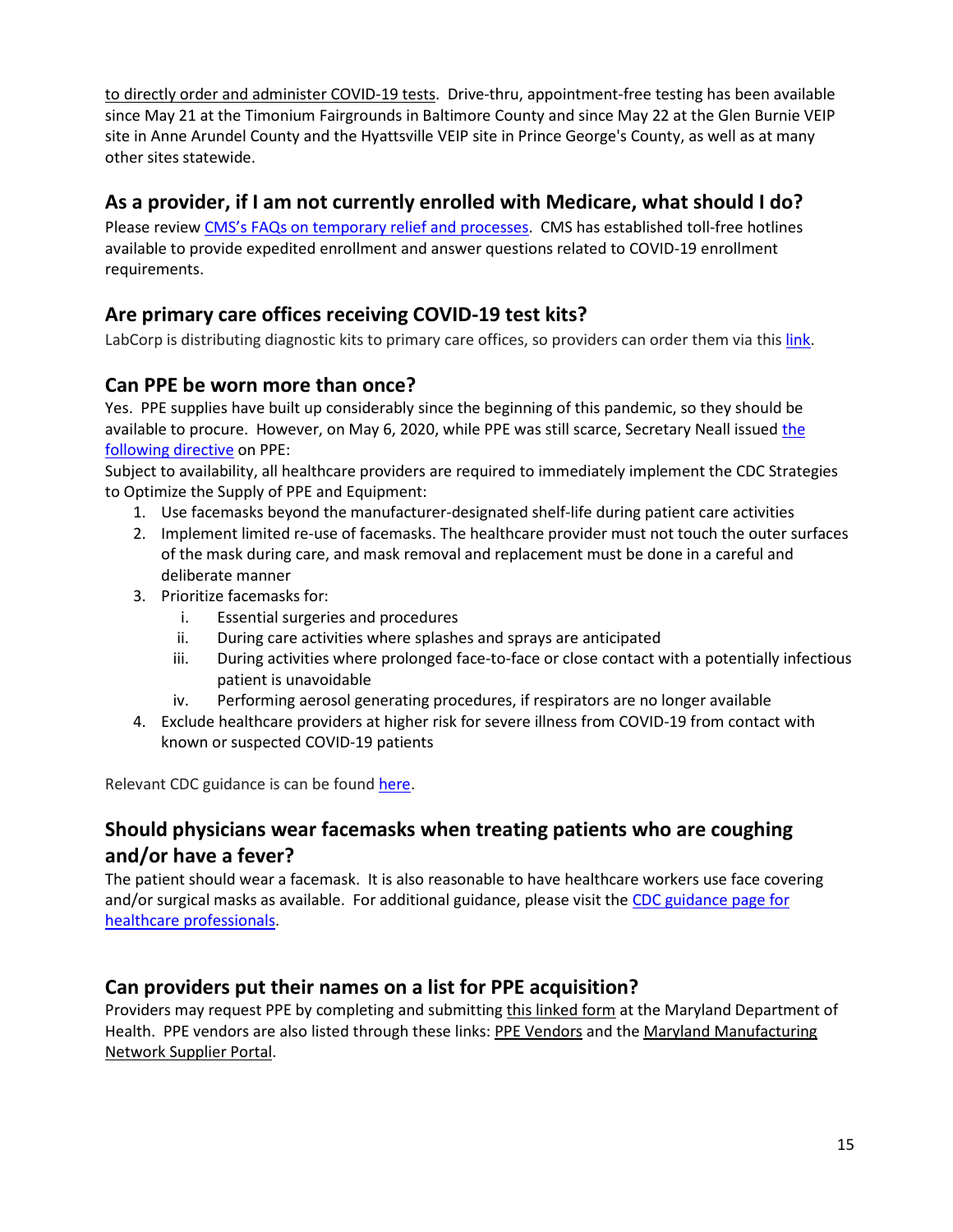to directly order and administer COVID-19 tests. Drive-thru, appointment-free testing has been available since May 21 at the Timonium Fairgrounds in Baltimore County and since May 22 at the Glen Burnie VEIP site in Anne Arundel County and the Hyattsville VEIP site in Prince George's County, as well as at many other sites statewide.

## As a provider, if I am not currently enrolled with Medicare, what should I do?

Please review CMS's FAQs on temporary relief and processes. CMS has established toll-free hotlines available to provide expedited enrollment and answer questions related to COVID-19 enrollment requirements.

## Are primary care offices receiving COVID-19 test kits?

LabCorp is distributing diagnostic kits to primary care offices, so providers can order them via this link.

## Can PPE be worn more than once?

Yes. PPE supplies have built up considerably since the beginning of this pandemic, so they should be available to procure. However, on May 6, 2020, while PPE was still scarce, Secretary Neall issued the following directive on PPE:

Subject to availability, all healthcare providers are required to immediately implement the CDC Strategies to Optimize the Supply of PPE and Equipment:

1. Use facemasks beyond the manufacturer-designated shelf-life during patient care activities
2. Implement limited re-use of facemasks. The healthcare provider must not touch the outer surfaces of the mask during care, and mask removal and replacement must be done in a careful and deliberate manner
3. Prioritize facemasks for:
    i. Essential surgeries and procedures
    ii. During care activities where splashes and sprays are anticipated
    iii. During activities where prolonged face-to-face or close contact with a potentially infectious patient is unavoidable
    iv. Performing aerosol generating procedures, if respirators are no longer available
4. Exclude healthcare providers at higher risk for severe illness from COVID-19 from contact with known or suspected COVID-19 patients

Relevant CDC guidance is can be found here.

## Should physicians wear facemasks when treating patients who are coughing and/or have a fever?

The patient should wear a facemask. It is also reasonable to have healthcare workers use face covering and/or surgical masks as available. For additional guidance, please visit the CDC guidance page for healthcare professionals.

## Can providers put their names on a list for PPE acquisition?

Providers may request PPE by completing and submitting this linked form at the Maryland Department of Health. PPE vendors are also listed through these links: PPE Vendors and the Maryland Manufacturing Network Supplier Portal.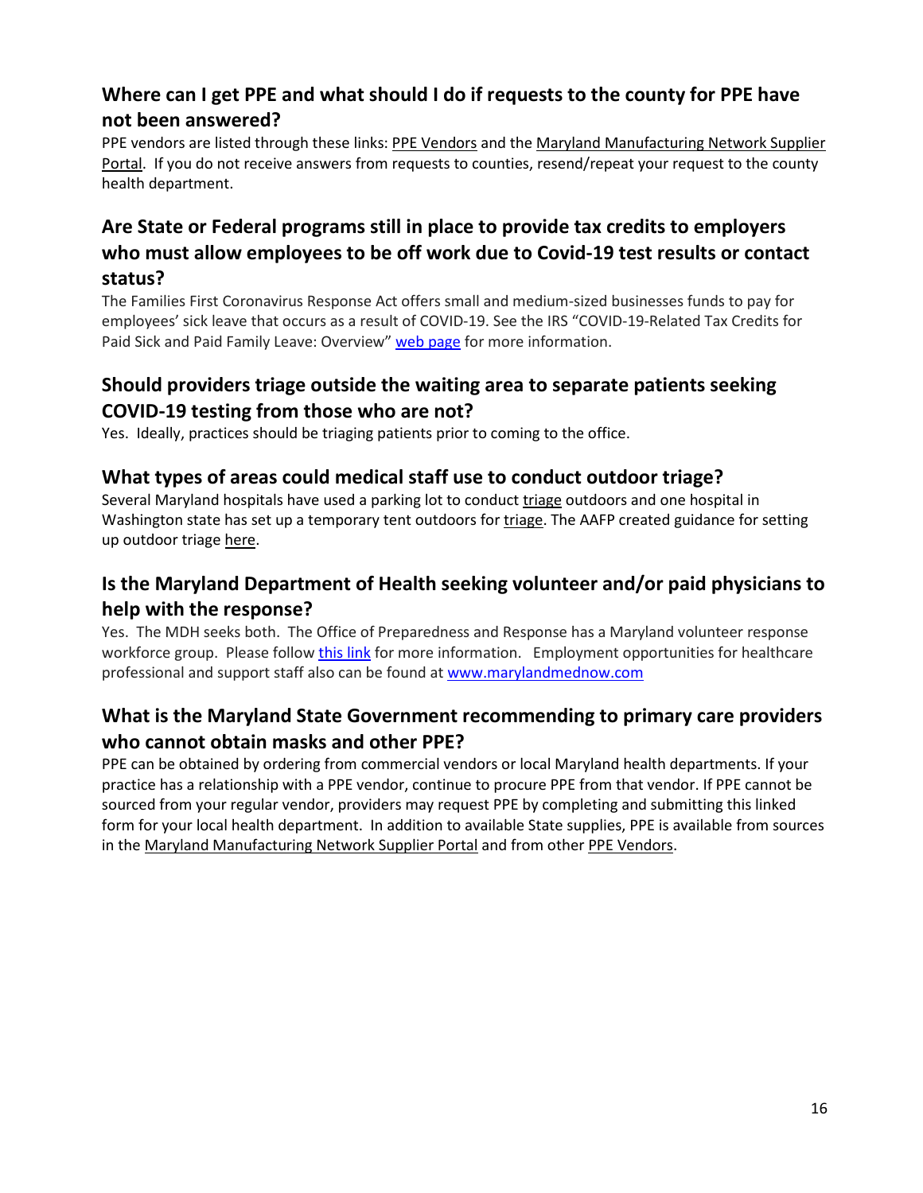## Where can I get PPE and what should I do if requests to the county for PPE have not been answered?

PPE vendors are listed through these links: PPE Vendors and the Maryland Manufacturing Network Supplier Portal. If you do not receive answers from requests to counties, resend/repeat your request to the county health department.

## Are State or Federal programs still in place to provide tax credits to employers who must allow employees to be off work due to Covid-19 test results or contact status?

The Families First Coronavirus Response Act offers small and medium-sized businesses funds to pay for employees' sick leave that occurs as a result of COVID-19. See the IRS "COVID-19-Related Tax Credits for Paid Sick and Paid Family Leave: Overview" web page for more information.

## Should providers triage outside the waiting area to separate patients seeking COVID-19 testing from those who are not?

Yes. Ideally, practices should be triaging patients prior to coming to the office.

## What types of areas could medical staff use to conduct outdoor triage?

Several Maryland hospitals have used a parking lot to conduct triage outdoors and one hospital in Washington state has set up a temporary tent outdoors for triage. The AAFP created guidance for setting up outdoor triage here.

## Is the Maryland Department of Health seeking volunteer and/or paid physicians to help with the response?

Yes. The MDH seeks both. The Office of Preparedness and Response has a Maryland volunteer response workforce group. Please follow this link for more information. Employment opportunities for healthcare professional and support staff also can be found at www.marylandmednow.com

## What is the Maryland State Government recommending to primary care providers who cannot obtain masks and other PPE?

PPE can be obtained by ordering from commercial vendors or local Maryland health departments. If your practice has a relationship with a PPE vendor, continue to procure PPE from that vendor. If PPE cannot be sourced from your regular vendor, providers may request PPE by completing and submitting this linked form for your local health department. In addition to available State supplies, PPE is available from sources in the Maryland Manufacturing Network Supplier Portal and from other PPE Vendors.